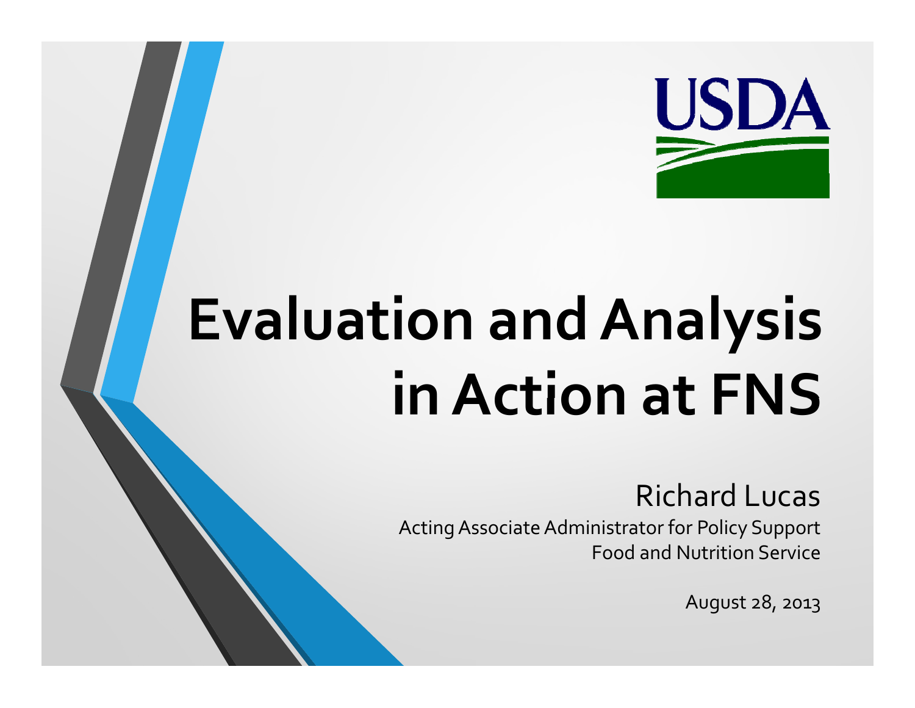USDA

# Evaluation and Analysis in Action at FNS

Richard Lucas

Acting Associate Administrator for Policy Support

Food and Nutrition Service

August 28, 2013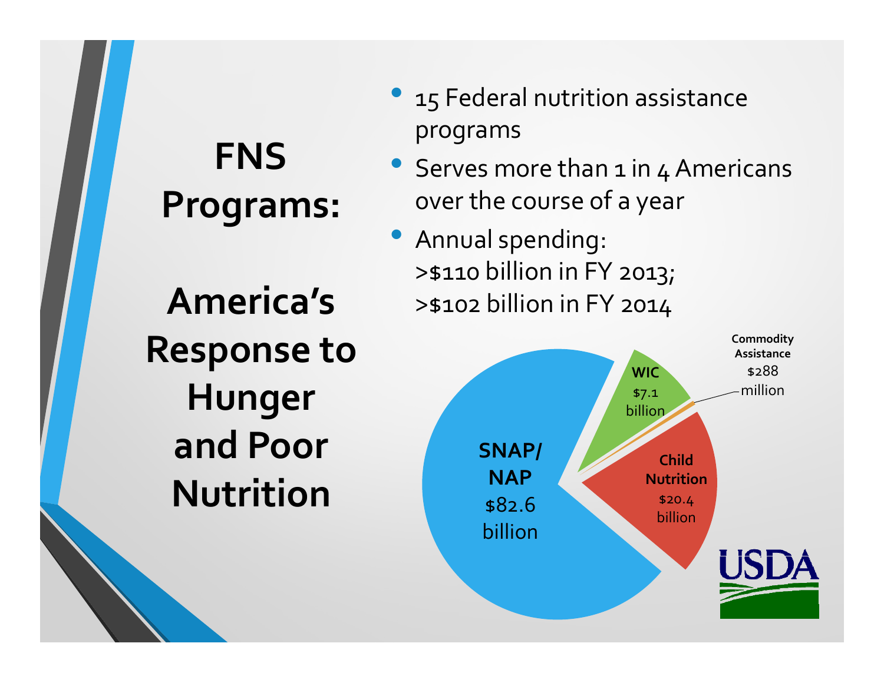# FNS Programs:

## America's Response to Hunger and Poor Nutrition

- 15 Federal nutrition assistance programs
- Serves more than 1 in 4 Americans over the course of a year
- Annual spending:
  >$110 billion in FY 2013;
  >$102 billion in FY 2014

**SNAP/ NAP** $82.6 billion

**WIC** $7.1 billion

**Commodity Assistance** $288 million

**Child Nutrition** $20.4 billion

USDA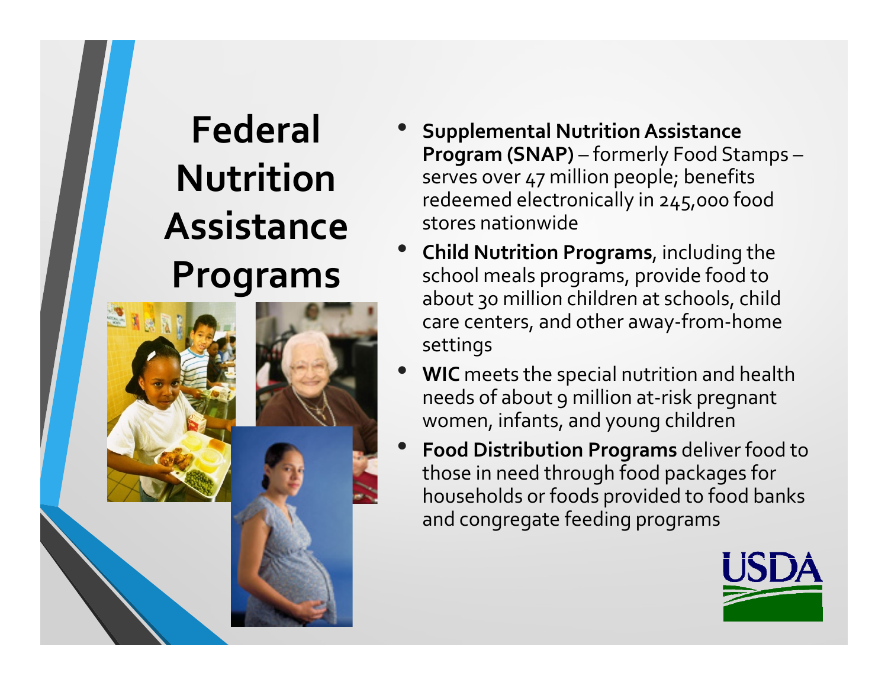# Federal Nutrition Assistance Programs

- **Supplemental Nutrition Assistance Program (SNAP)** – formerly Food Stamps – serves over 47 million people; benefits redeemed electronically in 245,000 food stores nationwide
- **Child Nutrition Programs**, including the school meals programs, provide food to about 30 million children at schools, child care centers, and other away-from-home settings
- **WIC** meets the special nutrition and health needs of about 9 million at-risk pregnant women, infants, and young children
- **Food Distribution Programs** deliver food to those in need through food packages for households or foods provided to food banks and congregate feeding programs

USDA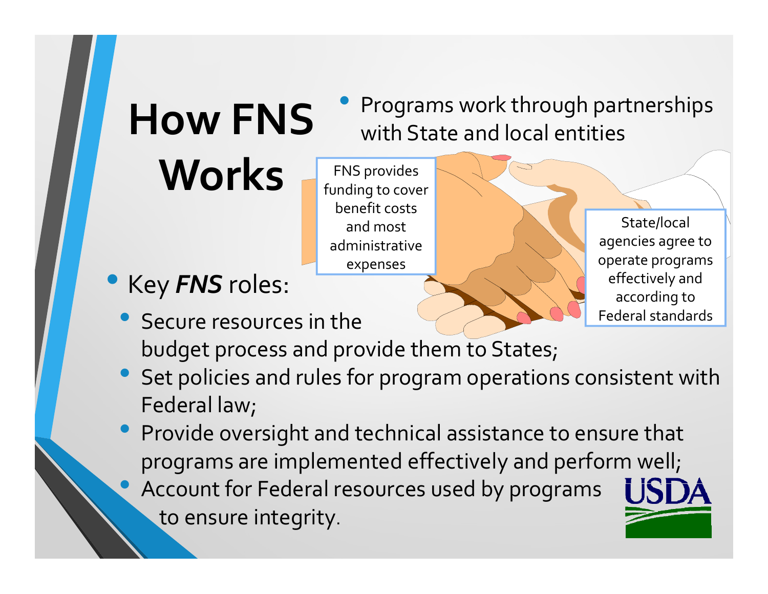# How FNS Works

- Programs work through partnerships with State and local entities

FNS provides funding to cover benefit costs and most administrative expenses

State/local agencies agree to operate programs effectively and according to Federal standards

- Key ***FNS*** roles:
  - Secure resources in the budget process and provide them to States;
  - Set policies and rules for program operations consistent with Federal law;
  - Provide oversight and technical assistance to ensure that programs are implemented effectively and perform well;
  - Account for Federal resources used by programs to ensure integrity.

USDA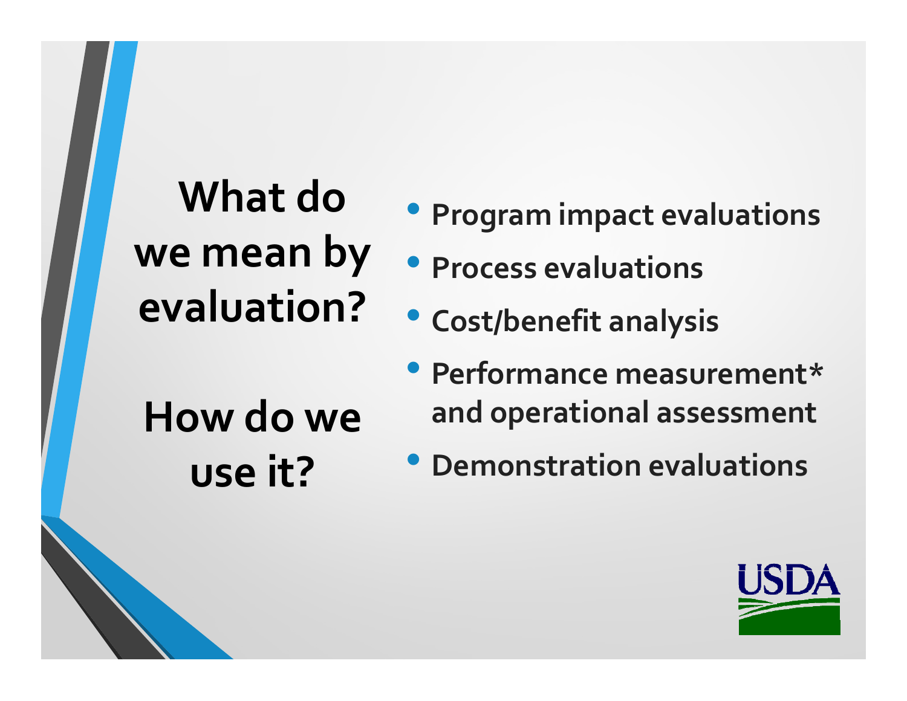# What do we mean by evaluation?

# How do we use it?

- Program impact evaluations
- Process evaluations
- Cost/benefit analysis
- Performance measurement* and operational assessment
- Demonstration evaluations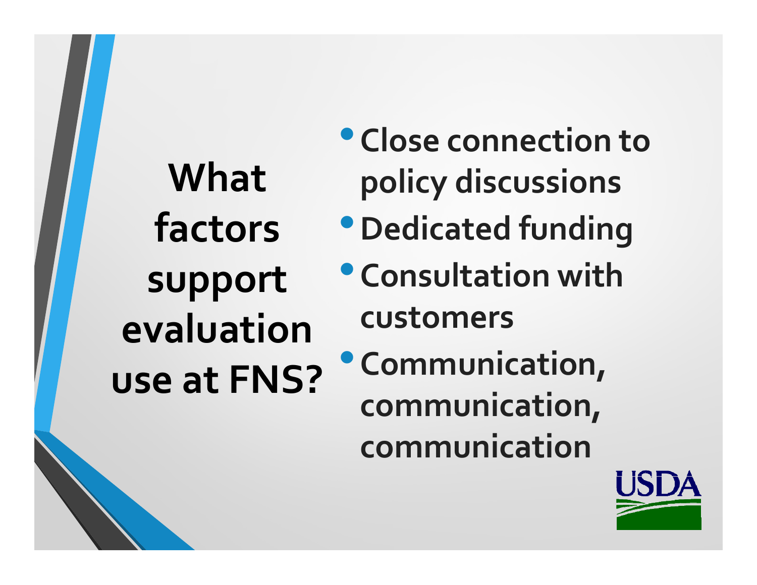# What factors support evaluation use at FNS?

- Close connection to policy discussions
- Dedicated funding
- Consultation with customers
- Communication, communication, communication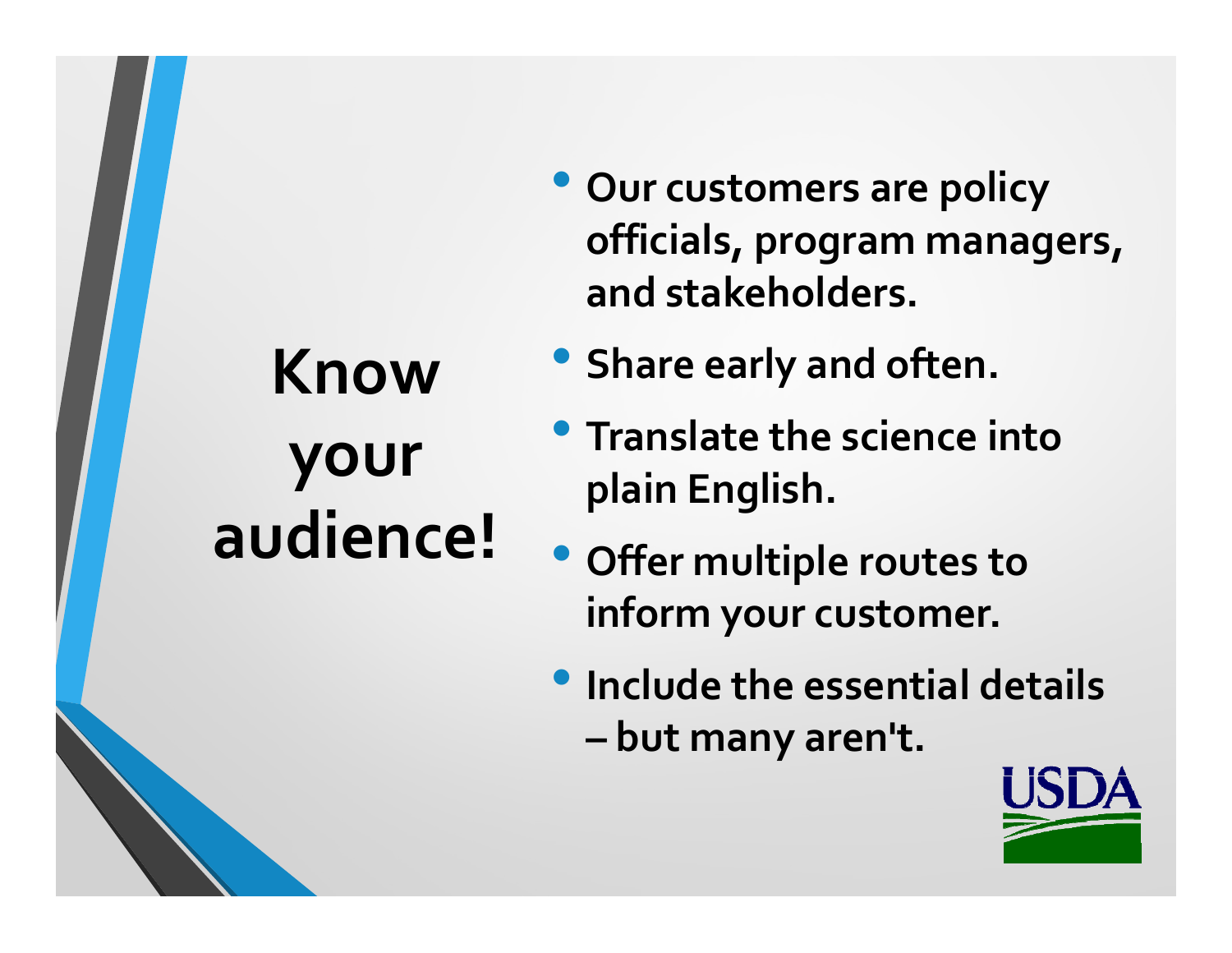# Know your audience!

- Our customers are policy officials, program managers, and stakeholders.
- Share early and often.
- Translate the science into plain English.
- Offer multiple routes to inform your customer.
- Include the essential details – but many aren't.

USDA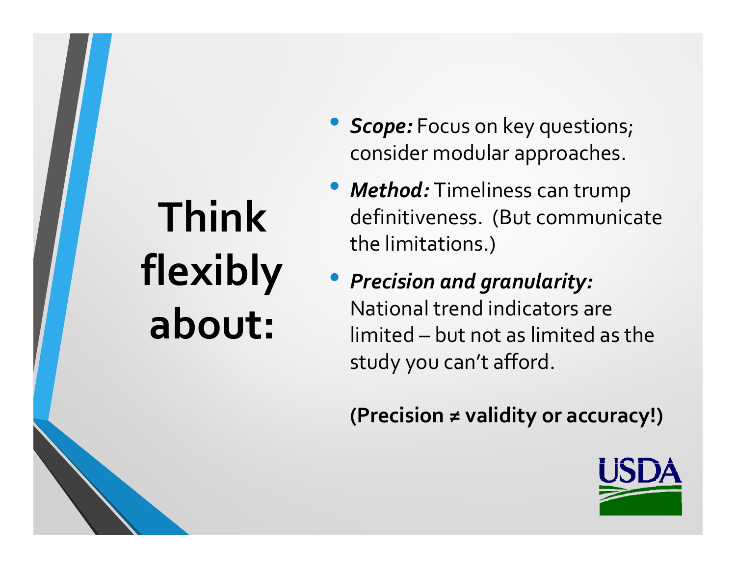# Think flexibly about:

- ***Scope:*** Focus on key questions; consider modular approaches.
- ***Method:*** Timeliness can trump definitiveness. (But communicate the limitations.)
- ***Precision and granularity:*** National trend indicators are limited – but not as limited as the study you can't afford.

**(Precision ≠ validity or accuracy!)**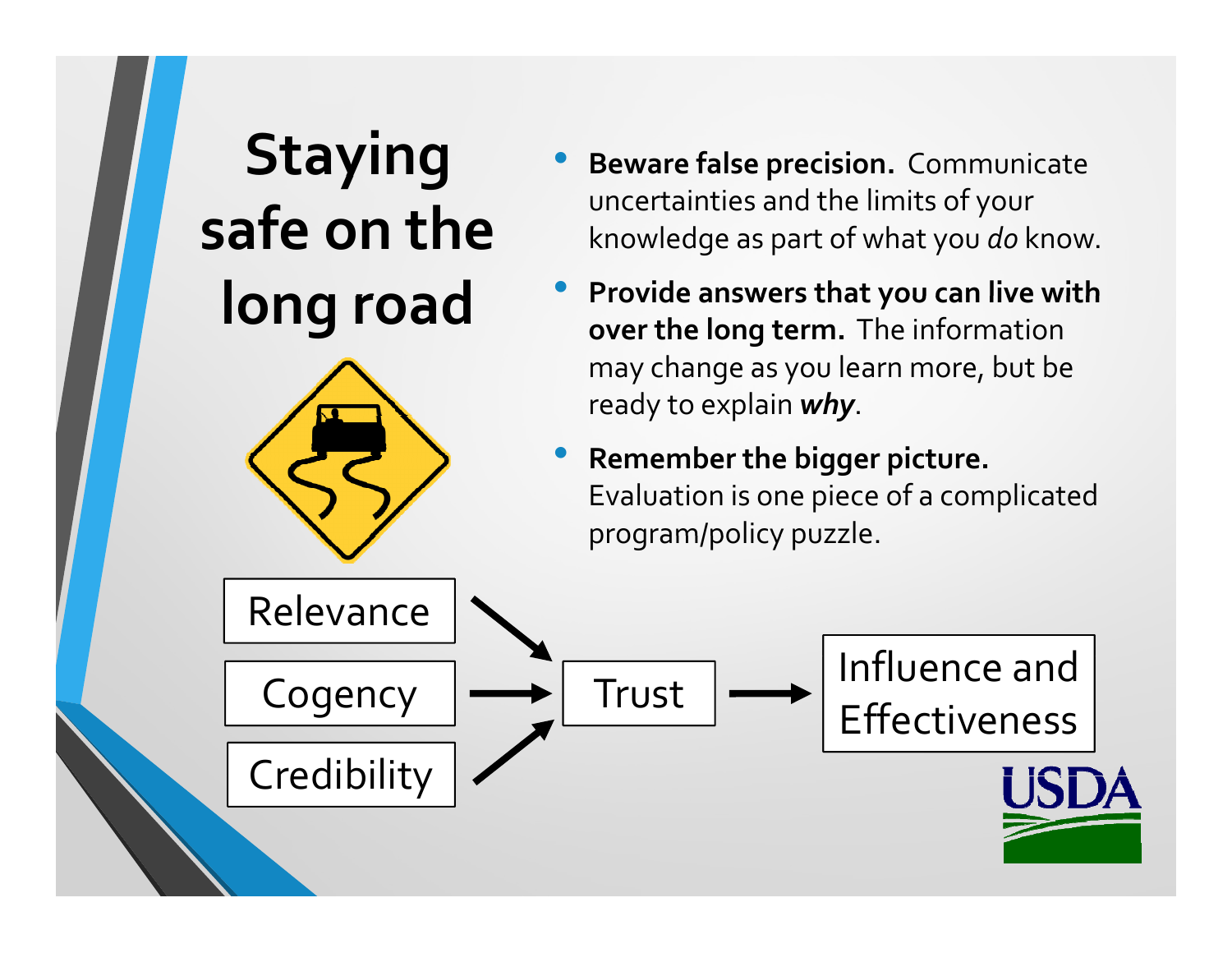# Staying safe on the long road

- **Beware false precision.** Communicate uncertainties and the limits of your knowledge as part of what you *do* know.
- **Provide answers that you can live with over the long term.** The information may change as you learn more, but be ready to explain ***why***.
- **Remember the bigger picture.** Evaluation is one piece of a complicated program/policy puzzle.

Relevance → Trust
Cogency → Trust
Credibility → Trust

Trust → Influence and Effectiveness

USDA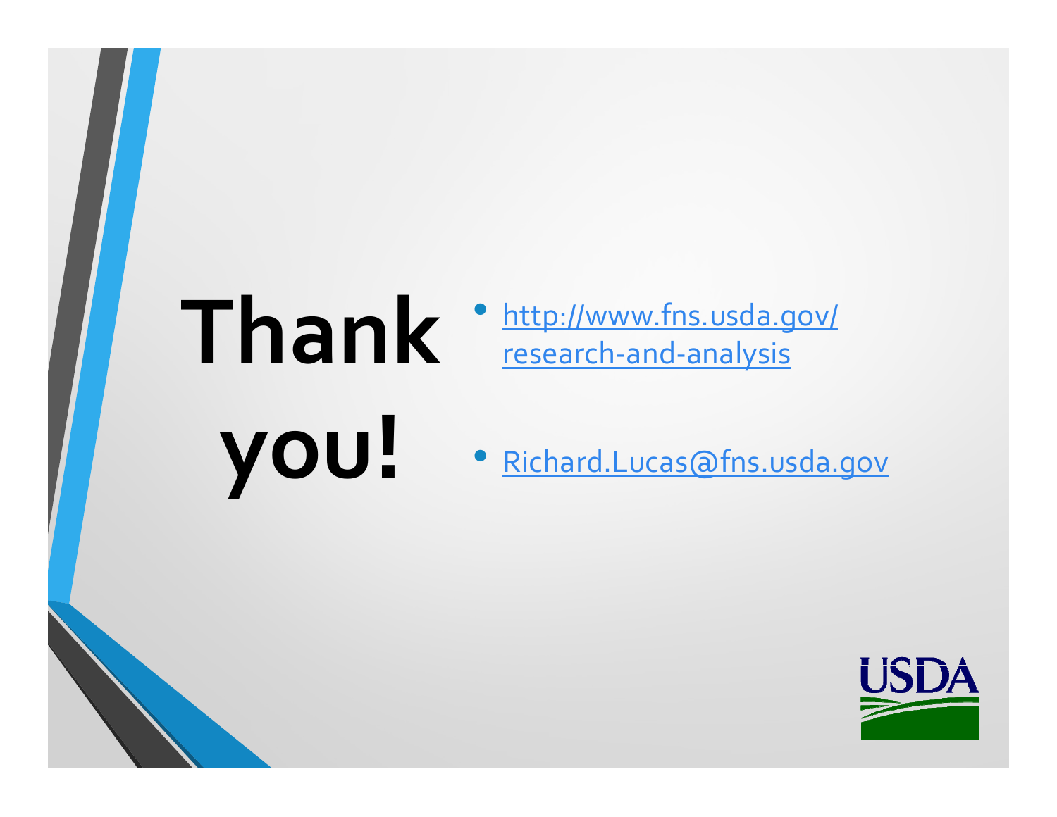# Thank you!

- http://www.fns.usda.gov/research-and-analysis
- Richard.Lucas@fns.usda.gov

USDA